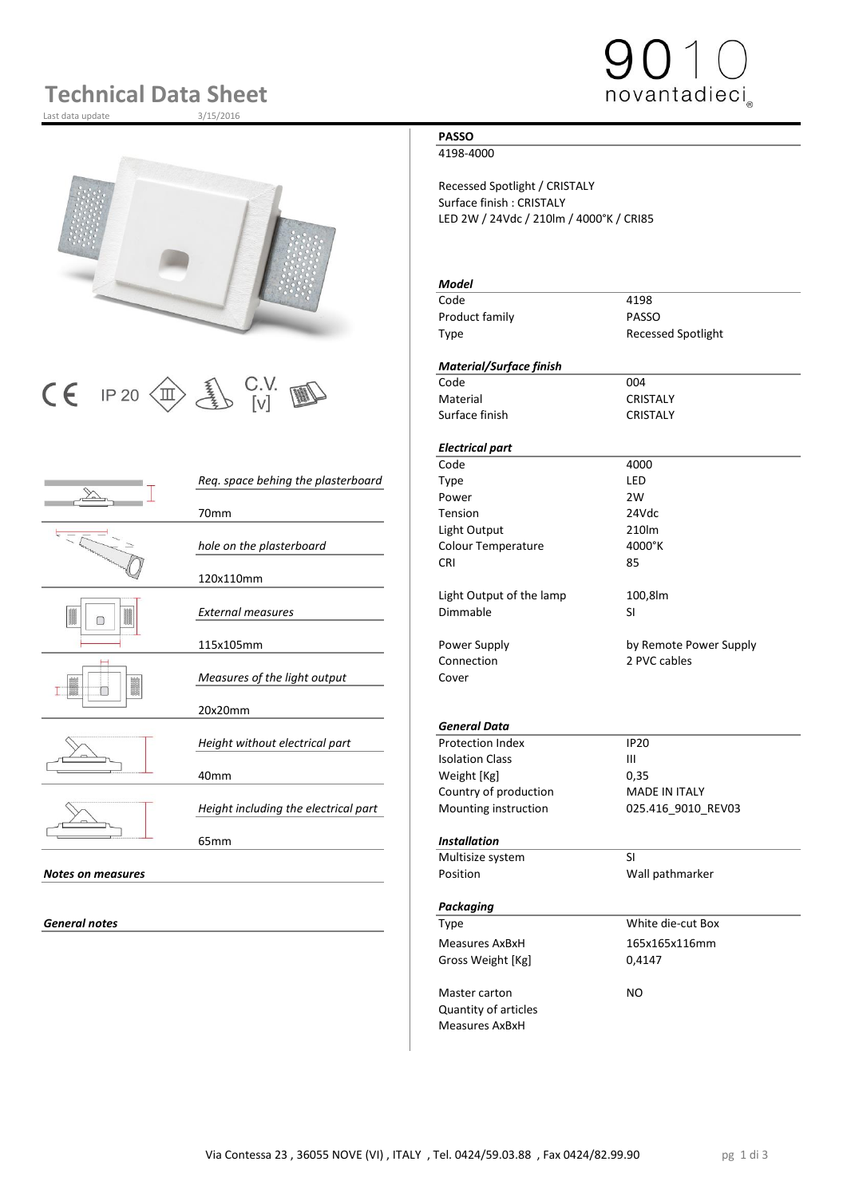# Technical Data Sheet

Last data update 3/15/2016

9010 novantadieci

## PASSO

4198-4000

Recessed Spotlight / CRISTALY
Surface finish : CRISTALY
LED 2W / 24Vdc / 210lm / 4000°K / CRI85

CE IP 20 C.V. [v]

| | |
|---|---|
| *Req. space behing the plasterboard* | 70mm |
| *hole on the plasterboard* | 120x110mm |
| *External measures* | 115x105mm |
| *Measures of the light output* | 20x20mm |
| *Height without electrical part* | 40mm |
| *Height including the electrical part* | 65mm |

***Notes on measures***

***General notes***

***Model***

| | |
|---|---|
| Code | 4198 |
| Product family | PASSO |
| Type | Recessed Spotlight |

***Material/Surface finish***

| | |
|---|---|
| Code | 004 |
| Material | CRISTALY |
| Surface finish | CRISTALY |

***Electrical part***

| | |
|---|---|
| Code | 4000 |
| Type | LED |
| Power | 2W |
| Tension | 24Vdc |
| Light Output | 210lm |
| Colour Temperature | 4000°K |
| CRI | 85 |
| Light Output of the lamp | 100,8lm |
| Dimmable | SI |
| Power Supply | by Remote Power Supply |
| Connection | 2 PVC cables |
| Cover | |

***General Data***

| | |
|---|---|
| Protection Index | IP20 |
| Isolation Class | III |
| Weight [Kg] | 0,35 |
| Country of production | MADE IN ITALY |
| Mounting instruction | 025.416_9010_REV03 |

***Installation***

| | |
|---|---|
| Multisize system | SI |
| Position | Wall pathmarker |

***Packaging***

| | |
|---|---|
| Type | White die-cut Box |
| Measures AxBxH | 165x165x116mm |
| Gross Weight [Kg] | 0,4147 |
| Master carton | NO |
| Quantity of articles | |
| Measures AxBxH | |

Via Contessa 23 , 36055 NOVE (VI) , ITALY , Tel. 0424/59.03.88 , Fax 0424/82.99.90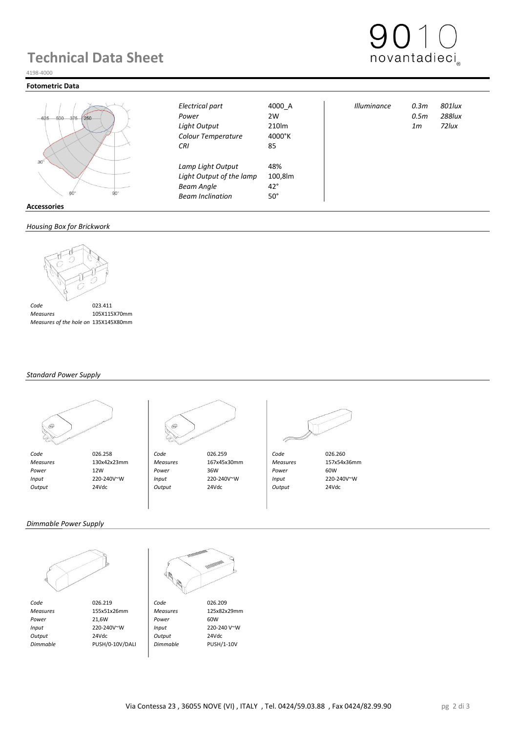# Technical Data Sheet

4198-4000

## Fotometric Data

| | | | | |
|---|---|---|---|---|
| *Electrical part* | 4000_A | *Illuminance* | *0.3m* | *801lux* |
| *Power* | 2W | | *0.5m* | *288lux* |
| *Light Output* | 210lm | | *1m* | *72lux* |
| *Colour Temperature* | 4000°K | | | |
| *CRI* | 85 | | | |
| *Lamp Light Output* | 48% | | | |
| *Light Output of the lamp* | 100,8lm | | | |
| *Beam Angle* | 42° | | | |
| *Beam Inclination* | 50° | | | |

## Accessories

### *Housing Box for Brickwork*

| | |
|---|---|
| *Code* | 023.411 |
| *Measures* | 105X115X70mm |
| *Measures of the hole on* | 135X145X80mm |

### *Standard Power Supply*

| | 026.258 | | 026.259 | | 026.260 |
|---|---|---|---|---|---|
| *Code* | 026.258 | *Code* | 026.259 | *Code* | 026.260 |
| *Measures* | 130x42x23mm | *Measures* | 167x45x30mm | *Measures* | 157x54x36mm |
| *Power* | 12W | *Power* | 36W | *Power* | 60W |
| *Input* | 220-240V~W | *Input* | 220-240V~W | *Input* | 220-240V~W |
| *Output* | 24Vdc | *Output* | 24Vdc | *Output* | 24Vdc |

### *Dimmable Power Supply*

| | 026.219 | | 026.209 |
|---|---|---|---|
| *Code* | 026.219 | *Code* | 026.209 |
| *Measures* | 155x51x26mm | *Measures* | 125x82x29mm |
| *Power* | 21,6W | *Power* | 60W |
| *Input* | 220-240V~W | *Input* | 220-240 V~W |
| *Output* | 24Vdc | *Output* | 24Vdc |
| *Dimmable* | PUSH/0-10V/DALI | *Dimmable* | PUSH/1-10V |

Via Contessa 23 , 36055 NOVE (VI) , ITALY , Tel. 0424/59.03.88 , Fax 0424/82.99.90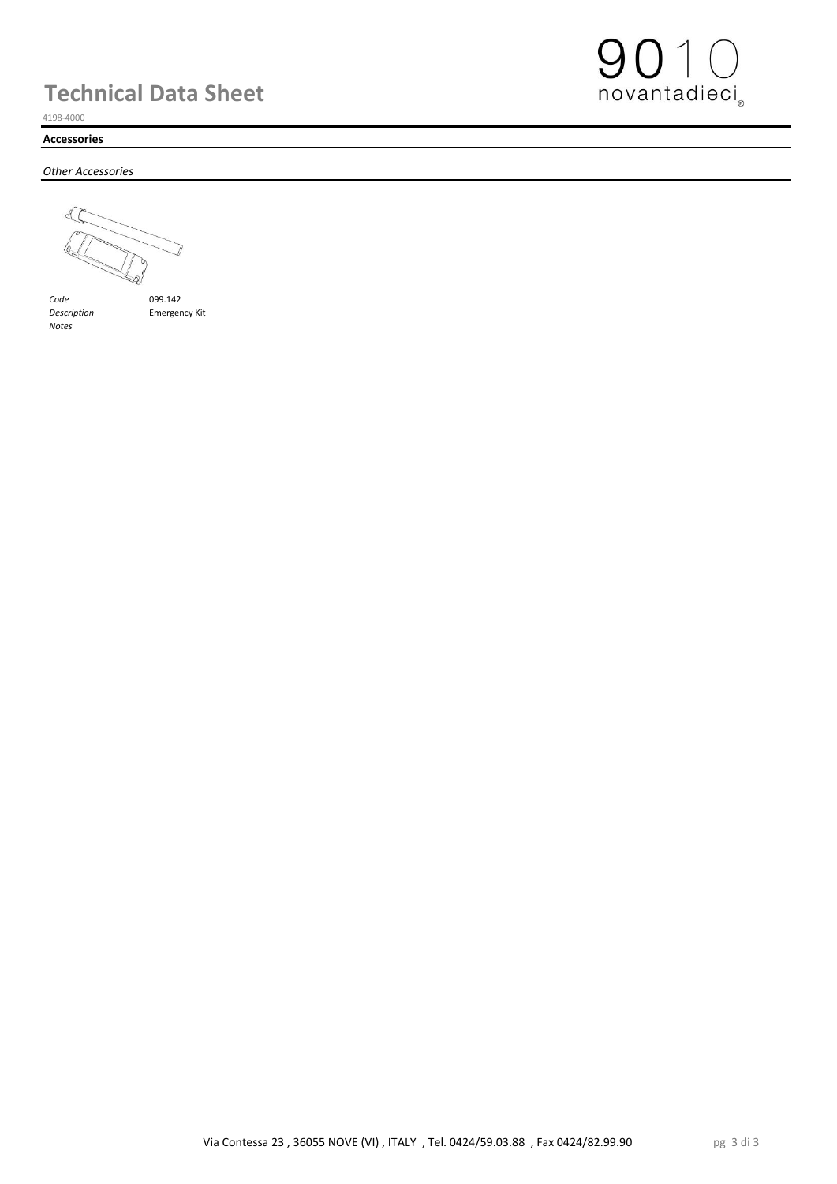# Technical Data Sheet

4198-4000

## Accessories

### *Other Accessories*

| | |
|---|---|
| *Code* | 099.142 |
| *Description* | Emergency Kit |
| *Notes* | |

Via Contessa 23 , 36055 NOVE (VI) , ITALY , Tel. 0424/59.03.88 , Fax 0424/82.99.90